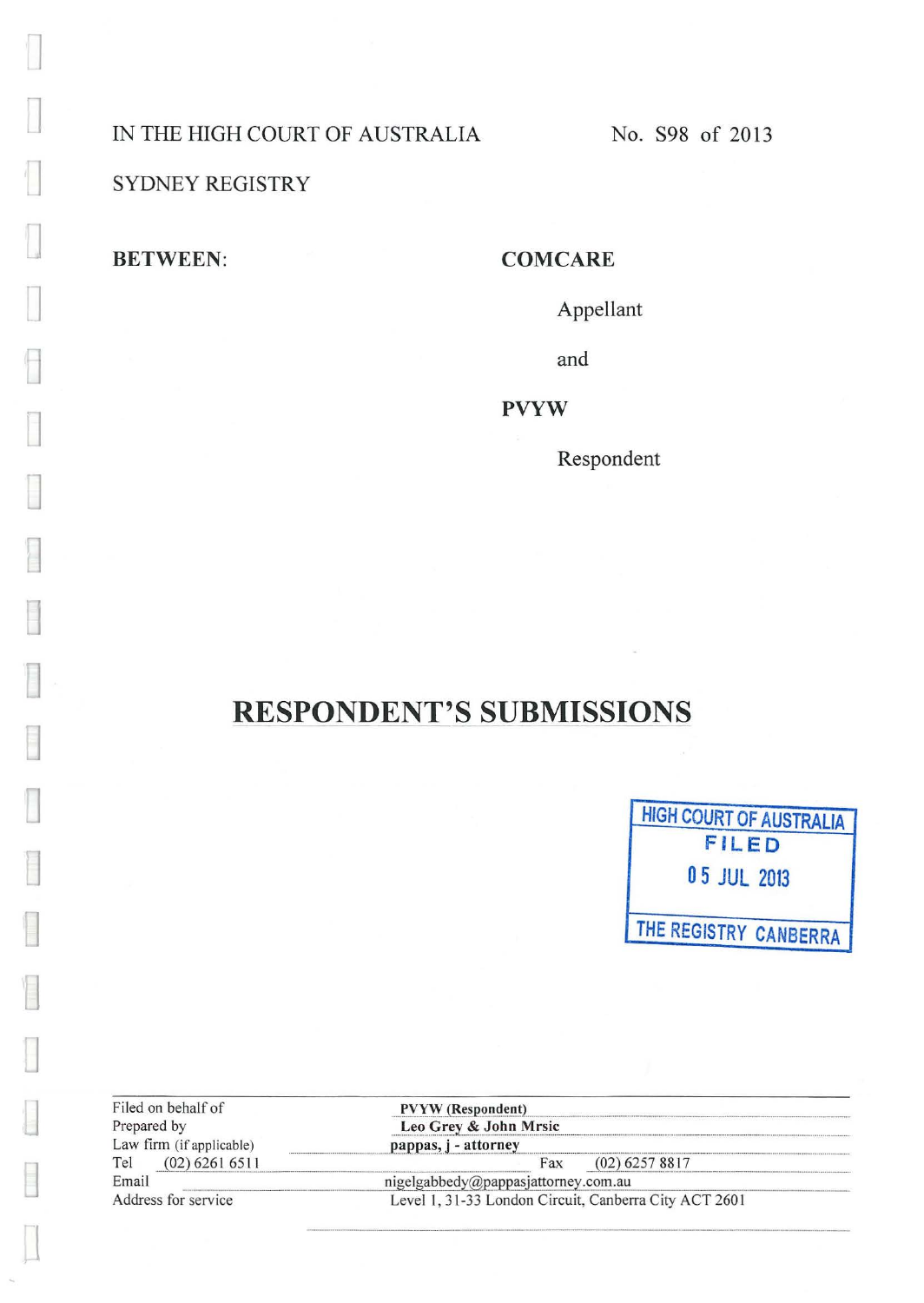IN THE HIGH COURT OF AUSTRALIA

No. S98 of 2013

SYDNEY REGISTRY

**BETWEEN:**

**COMCARE**

Appellant

and

**PVYW**

Respondent

# RESPONDENT'S SUBMISSIONS

HIGH COURT OF AUSTRALIA
FILED
05 JUL 2013
THE REGISTRY CANBERRA

| | |
|---|---|
| Filed on behalf of | **PVYW (Respondent)** |
| Prepared by | **Leo Grey & John Mrsic** |
| Law firm (if applicable) | **pappas, j - attorney** |
| Tel (02) 6261 6511 | Fax (02) 6257 8817 |
| Email | nigelgabbedy@pappasjattorney.com.au |
| Address for service | Level 1, 31-33 London Circuit, Canberra City ACT 2601 |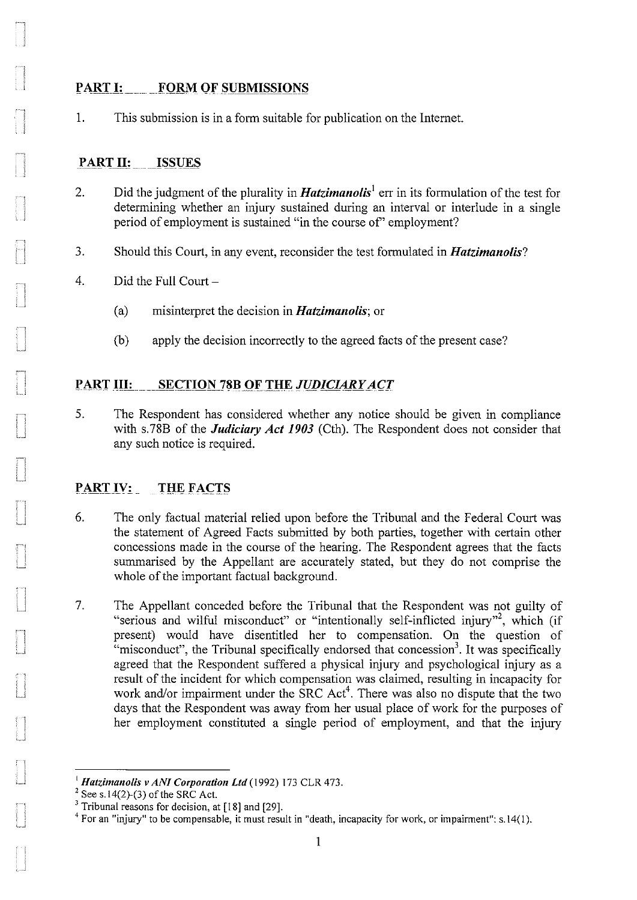## PART I: FORM OF SUBMISSIONS

1. This submission is in a form suitable for publication on the Internet.

## PART II: ISSUES

2. Did the judgment of the plurality in ***Hatzimanolis***[1] err in its formulation of the test for determining whether an injury sustained during an interval or interlude in a single period of employment is sustained "in the course of" employment?

3. Should this Court, in any event, reconsider the test formulated in ***Hatzimanolis***?

4. Did the Full Court –

   (a) misinterpret the decision in ***Hatzimanolis***; or

   (b) apply the decision incorrectly to the agreed facts of the present case?

## PART III: SECTION 78B OF THE *JUDICIARY ACT*

5. The Respondent has considered whether any notice should be given in compliance with s.78B of the ***Judiciary Act 1903*** (Cth). The Respondent does not consider that any such notice is required.

## PART IV: THE FACTS

6. The only factual material relied upon before the Tribunal and the Federal Court was the statement of Agreed Facts submitted by both parties, together with certain other concessions made in the course of the hearing. The Respondent agrees that the facts summarised by the Appellant are accurately stated, but they do not comprise the whole of the important factual background.

7. The Appellant conceded before the Tribunal that the Respondent was not guilty of "serious and wilful misconduct" or "intentionally self-inflicted injury"[2], which (if present) would have disentitled her to compensation. On the question of "misconduct", the Tribunal specifically endorsed that concession[3]. It was specifically agreed that the Respondent suffered a physical injury and psychological injury as a result of the incident for which compensation was claimed, resulting in incapacity for work and/or impairment under the SRC Act[4]. There was also no dispute that the two days that the Respondent was away from her usual place of work for the purposes of her employment constituted a single period of employment, and that the injury

---

[1] ***Hatzimanolis v ANI Corporation Ltd*** (1992) 173 CLR 473.

[2] See s.14(2)-(3) of the SRC Act.

[3] Tribunal reasons for decision, at [18] and [29].

[4] For an "injury" to be compensable, it must result in "death, incapacity for work, or impairment": s.14(1).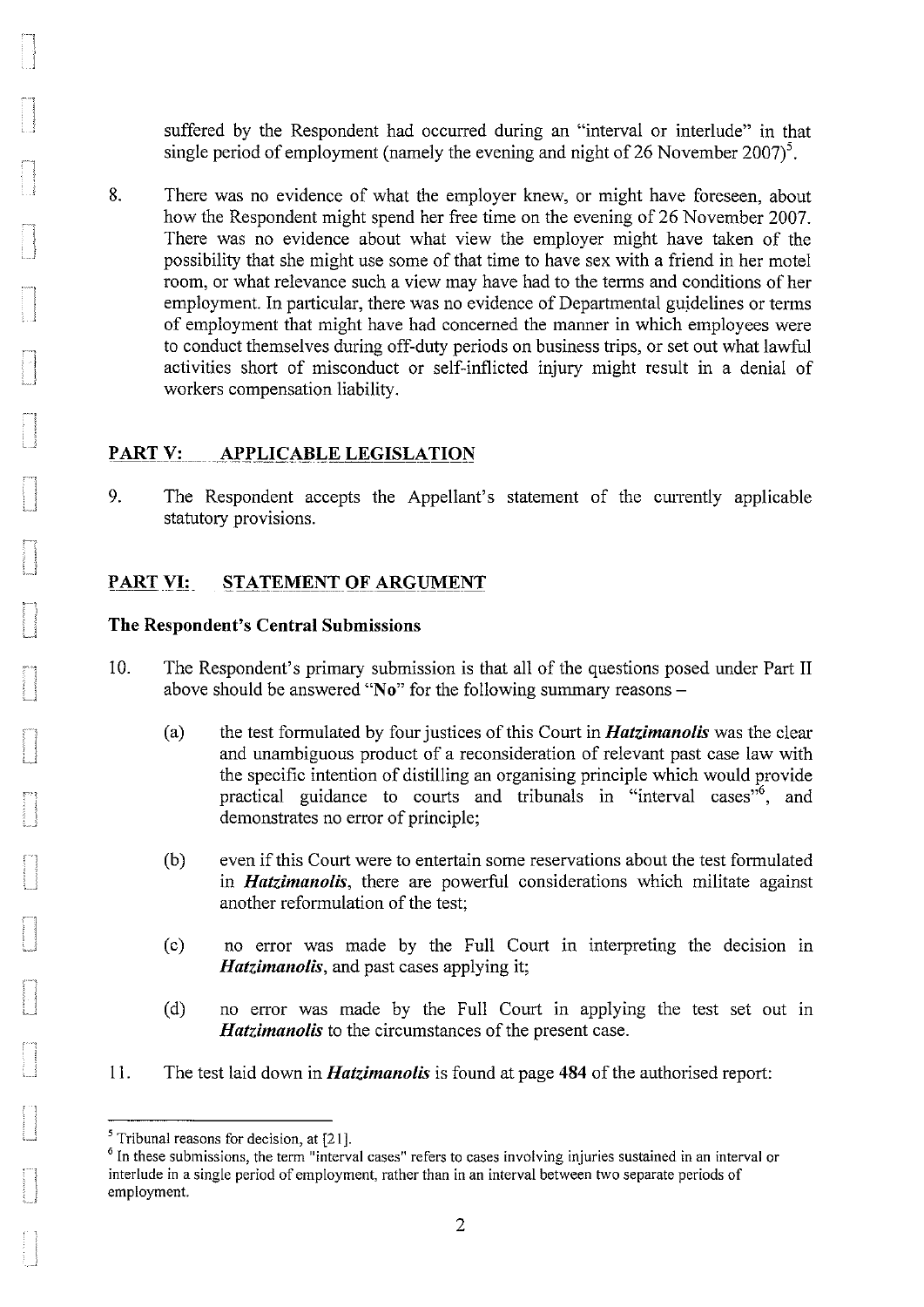suffered by the Respondent had occurred during an "interval or interlude" in that single period of employment (namely the evening and night of 26 November 2007)[5].

8. There was no evidence of what the employer knew, or might have foreseen, about how the Respondent might spend her free time on the evening of 26 November 2007. There was no evidence about what view the employer might have taken of the possibility that she might use some of that time to have sex with a friend in her motel room, or what relevance such a view may have had to the terms and conditions of her employment. In particular, there was no evidence of Departmental guidelines or terms of employment that might have had concerned the manner in which employees were to conduct themselves during off-duty periods on business trips, or set out what lawful activities short of misconduct or self-inflicted injury might result in a denial of workers compensation liability.

## PART V: APPLICABLE LEGISLATION

9. The Respondent accepts the Appellant's statement of the currently applicable statutory provisions.

## PART VI: STATEMENT OF ARGUMENT

### The Respondent's Central Submissions

10. The Respondent's primary submission is that all of the questions posed under Part II above should be answered "**No**" for the following summary reasons –

    (a) the test formulated by four justices of this Court in ***Hatzimanolis*** was the clear and unambiguous product of a reconsideration of relevant past case law with the specific intention of distilling an organising principle which would provide practical guidance to courts and tribunals in "interval cases"[6], and demonstrates no error of principle;

    (b) even if this Court were to entertain some reservations about the test formulated in ***Hatzimanolis***, there are powerful considerations which militate against another reformulation of the test;

    (c) no error was made by the Full Court in interpreting the decision in ***Hatzimanolis***, and past cases applying it;

    (d) no error was made by the Full Court in applying the test set out in ***Hatzimanolis*** to the circumstances of the present case.

11. The test laid down in ***Hatzimanolis*** is found at page **484** of the authorised report:

---

[5] Tribunal reasons for decision, at [21].

[6] In these submissions, the term "interval cases" refers to cases involving injuries sustained in an interval or interlude in a single period of employment, rather than in an interval between two separate periods of employment.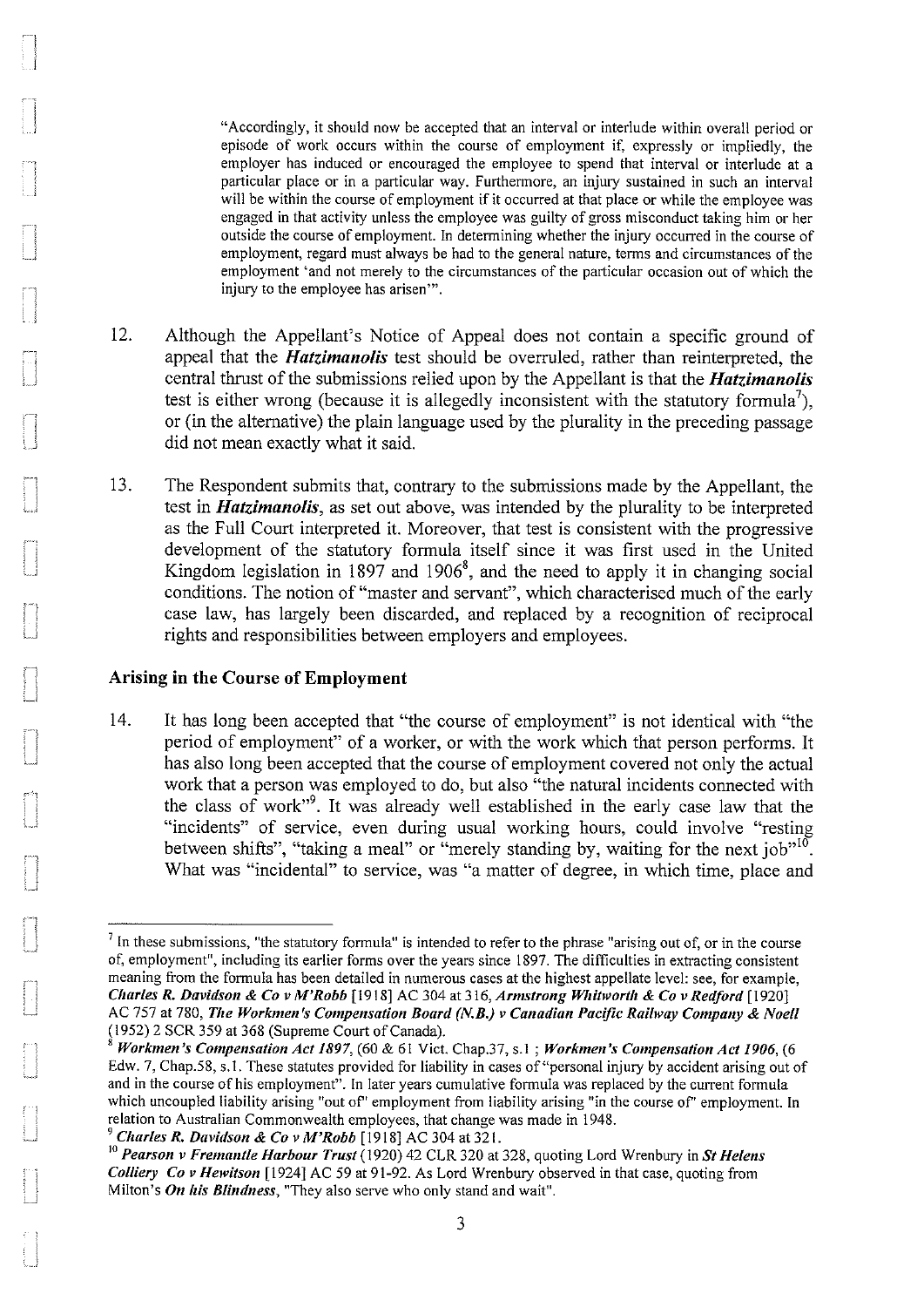> "Accordingly, it should now be accepted that an interval or interlude within overall period or episode of work occurs within the course of employment if, expressly or impliedly, the employer has induced or encouraged the employee to spend that interval or interlude at a particular place or in a particular way. Furthermore, an injury sustained in such an interval will be within the course of employment if it occurred at that place or while the employee was engaged in that activity unless the employee was guilty of gross misconduct taking him or her outside the course of employment. In determining whether the injury occurred in the course of employment, regard must always be had to the general nature, terms and circumstances of the employment 'and not merely to the circumstances of the particular occasion out of which the injury to the employee has arisen'".

12. Although the Appellant's Notice of Appeal does not contain a specific ground of appeal that the ***Hatzimanolis*** test should be overruled, rather than reinterpreted, the central thrust of the submissions relied upon by the Appellant is that the ***Hatzimanolis*** test is either wrong (because it is allegedly inconsistent with the statutory formula[7]), or (in the alternative) the plain language used by the plurality in the preceding passage did not mean exactly what it said.

13. The Respondent submits that, contrary to the submissions made by the Appellant, the test in ***Hatzimanolis***, as set out above, was intended by the plurality to be interpreted as the Full Court interpreted it. Moreover, that test is consistent with the progressive development of the statutory formula itself since it was first used in the United Kingdom legislation in 1897 and 1906[8], and the need to apply it in changing social conditions. The notion of "master and servant", which characterised much of the early case law, has largely been discarded, and replaced by a recognition of reciprocal rights and responsibilities between employers and employees.

## Arising in the Course of Employment

14. It has long been accepted that "the course of employment" is not identical with "the period of employment" of a worker, or with the work which that person performs. It has also long been accepted that the course of employment covered not only the actual work that a person was employed to do, but also "the natural incidents connected with the class of work"[9]. It was already well established in the early case law that the "incidents" of service, even during usual working hours, could involve "resting between shifts", "taking a meal" or "merely standing by, waiting for the next job"[10]. What was "incidental" to service, was "a matter of degree, in which time, place and

---

[7] In these submissions, "the statutory formula" is intended to refer to the phrase "arising out of, or in the course of, employment", including its earlier forms over the years since 1897. The difficulties in extracting consistent meaning from the formula has been detailed in numerous cases at the highest appellate level: see, for example, ***Charles R. Davidson & Co v M'Robb*** [1918] AC 304 at 316, ***Armstrong Whitworth & Co v Redford*** [1920] AC 757 at 780, ***The Workmen's Compensation Board (N.B.) v Canadian Pacific Railway Company & Noell*** (1952) 2 SCR 359 at 368 (Supreme Court of Canada).

[8] ***Workmen's Compensation Act 1897***, (60 & 61 Vict. Chap.37, s.1 ; ***Workmen's Compensation Act 1906***, (6 Edw. 7, Chap.58, s.1. These statutes provided for liability in cases of "personal injury by accident arising out of and in the course of his employment". In later years cumulative formula was replaced by the current formula which uncoupled liability arising "out of" employment from liability arising "in the course of" employment. In relation to Australian Commonwealth employees, that change was made in 1948.

[9] ***Charles R. Davidson & Co v M'Robb*** [1918] AC 304 at 321.

[10] ***Pearson v Fremantle Harbour Trust*** (1920) 42 CLR 320 at 328, quoting Lord Wrenbury in ***St Helens Colliery Co v Hewitson*** [1924] AC 59 at 91-92. As Lord Wrenbury observed in that case, quoting from Milton's ***On his Blindness***, "They also serve who only stand and wait".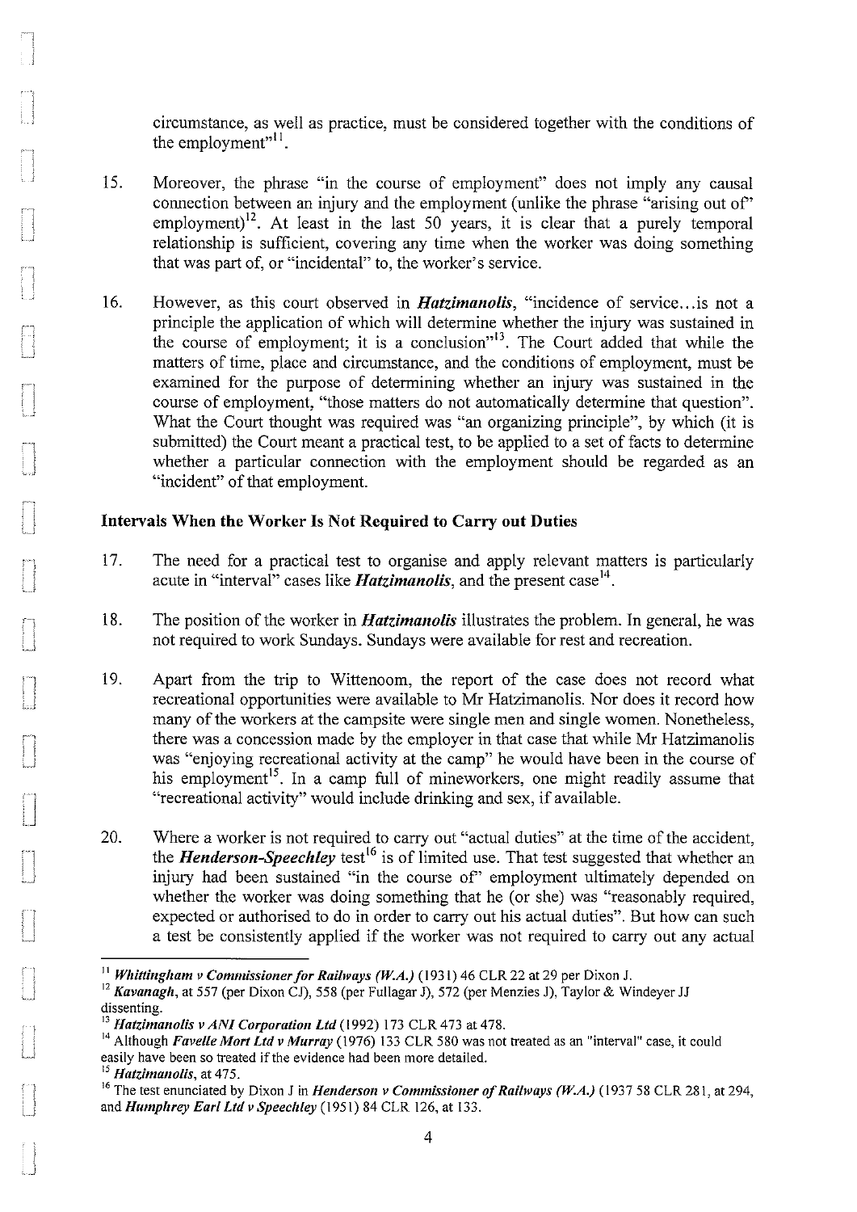circumstance, as well as practice, must be considered together with the conditions of the employment"[11].

15. Moreover, the phrase "in the course of employment" does not imply any causal connection between an injury and the employment (unlike the phrase "arising out of" employment)[12]. At least in the last 50 years, it is clear that a purely temporal relationship is sufficient, covering any time when the worker was doing something that was part of, or "incidental" to, the worker's service.

16. However, as this court observed in ***Hatzimanolis***, "incidence of service...is not a principle the application of which will determine whether the injury was sustained in the course of employment; it is a conclusion"[13]. The Court added that while the matters of time, place and circumstance, and the conditions of employment, must be examined for the purpose of determining whether an injury was sustained in the course of employment, "those matters do not automatically determine that question". What the Court thought was required was "an organizing principle", by which (it is submitted) the Court meant a practical test, to be applied to a set of facts to determine whether a particular connection with the employment should be regarded as an "incident" of that employment.

### Intervals When the Worker Is Not Required to Carry out Duties

17. The need for a practical test to organise and apply relevant matters is particularly acute in "interval" cases like ***Hatzimanolis***, and the present case[14].

18. The position of the worker in ***Hatzimanolis*** illustrates the problem. In general, he was not required to work Sundays. Sundays were available for rest and recreation.

19. Apart from the trip to Wittenoom, the report of the case does not record what recreational opportunities were available to Mr Hatzimanolis. Nor does it record how many of the workers at the campsite were single men and single women. Nonetheless, there was a concession made by the employer in that case that while Mr Hatzimanolis was "enjoying recreational activity at the camp" he would have been in the course of his employment[15]. In a camp full of mineworkers, one might readily assume that "recreational activity" would include drinking and sex, if available.

20. Where a worker is not required to carry out "actual duties" at the time of the accident, the ***Henderson-Speechley*** test[16] is of limited use. That test suggested that whether an injury had been sustained "in the course of" employment ultimately depended on whether the worker was doing something that he (or she) was "reasonably required, expected or authorised to do in order to carry out his actual duties". But how can such a test be consistently applied if the worker was not required to carry out any actual

---

[11] ***Whittingham v Commissioner for Railways (W.A.)*** (1931) 46 CLR 22 at 29 per Dixon J.

[12] ***Kavanagh***, at 557 (per Dixon CJ), 558 (per Fullagar J), 572 (per Menzies J), Taylor & Windeyer JJ dissenting.

[13] ***Hatzimanolis v ANI Corporation Ltd*** (1992) 173 CLR 473 at 478.

[14] Although ***Favelle Mort Ltd v Murray*** (1976) 133 CLR 580 was not treated as an "interval" case, it could easily have been so treated if the evidence had been more detailed.

[15] ***Hatzimanolis***, at 475.

[16] The test enunciated by Dixon J in ***Henderson v Commissioner of Railways (W.A.)*** (1937 58 CLR 281, at 294, and ***Humphrey Earl Ltd v Speechley*** (1951) 84 CLR 126, at 133.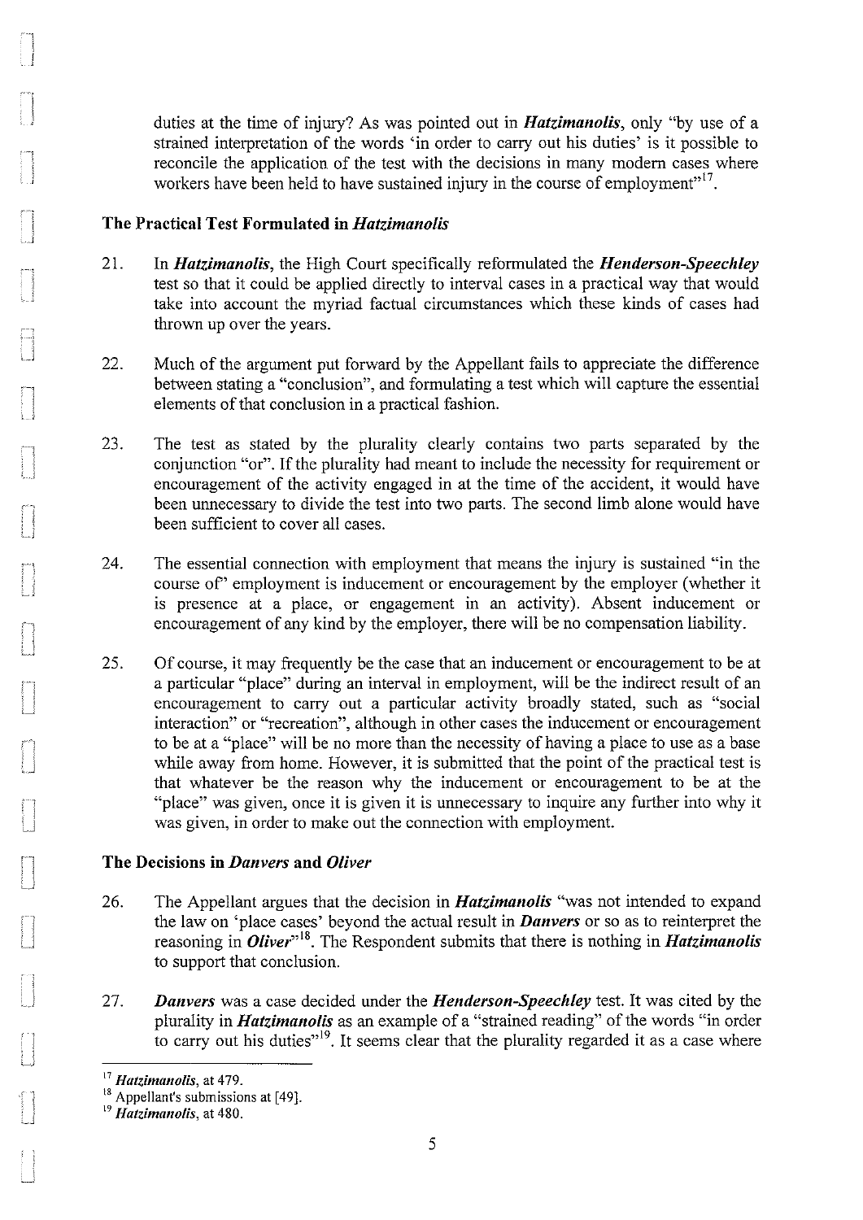duties at the time of injury? As was pointed out in ***Hatzimanolis***, only "by use of a strained interpretation of the words 'in order to carry out his duties' is it possible to reconcile the application of the test with the decisions in many modern cases where workers have been held to have sustained injury in the course of employment"[17].

## The Practical Test Formulated in *Hatzimanolis*

21. In ***Hatzimanolis***, the High Court specifically reformulated the ***Henderson-Speechley*** test so that it could be applied directly to interval cases in a practical way that would take into account the myriad factual circumstances which these kinds of cases had thrown up over the years.

22. Much of the argument put forward by the Appellant fails to appreciate the difference between stating a "conclusion", and formulating a test which will capture the essential elements of that conclusion in a practical fashion.

23. The test as stated by the plurality clearly contains two parts separated by the conjunction "or". If the plurality had meant to include the necessity for requirement or encouragement of the activity engaged in at the time of the accident, it would have been unnecessary to divide the test into two parts. The second limb alone would have been sufficient to cover all cases.

24. The essential connection with employment that means the injury is sustained "in the course of" employment is inducement or encouragement by the employer (whether it is presence at a place, or engagement in an activity). Absent inducement or encouragement of any kind by the employer, there will be no compensation liability.

25. Of course, it may frequently be the case that an inducement or encouragement to be at a particular "place" during an interval in employment, will be the indirect result of an encouragement to carry out a particular activity broadly stated, such as "social interaction" or "recreation", although in other cases the inducement or encouragement to be at a "place" will be no more than the necessity of having a place to use as a base while away from home. However, it is submitted that the point of the practical test is that whatever be the reason why the inducement or encouragement to be at the "place" was given, once it is given it is unnecessary to inquire any further into why it was given, in order to make out the connection with employment.

## The Decisions in *Danvers* and *Oliver*

26. The Appellant argues that the decision in ***Hatzimanolis*** "was not intended to expand the law on 'place cases' beyond the actual result in ***Danvers*** or so as to reinterpret the reasoning in ***Oliver***"[18]. The Respondent submits that there is nothing in ***Hatzimanolis*** to support that conclusion.

27. ***Danvers*** was a case decided under the ***Henderson-Speechley*** test. It was cited by the plurality in ***Hatzimanolis*** as an example of a "strained reading" of the words "in order to carry out his duties"[19]. It seems clear that the plurality regarded it as a case where

---

[17] ***Hatzimanolis***, at 479.

[18] Appellant's submissions at [49].

[19] ***Hatzimanolis***, at 480.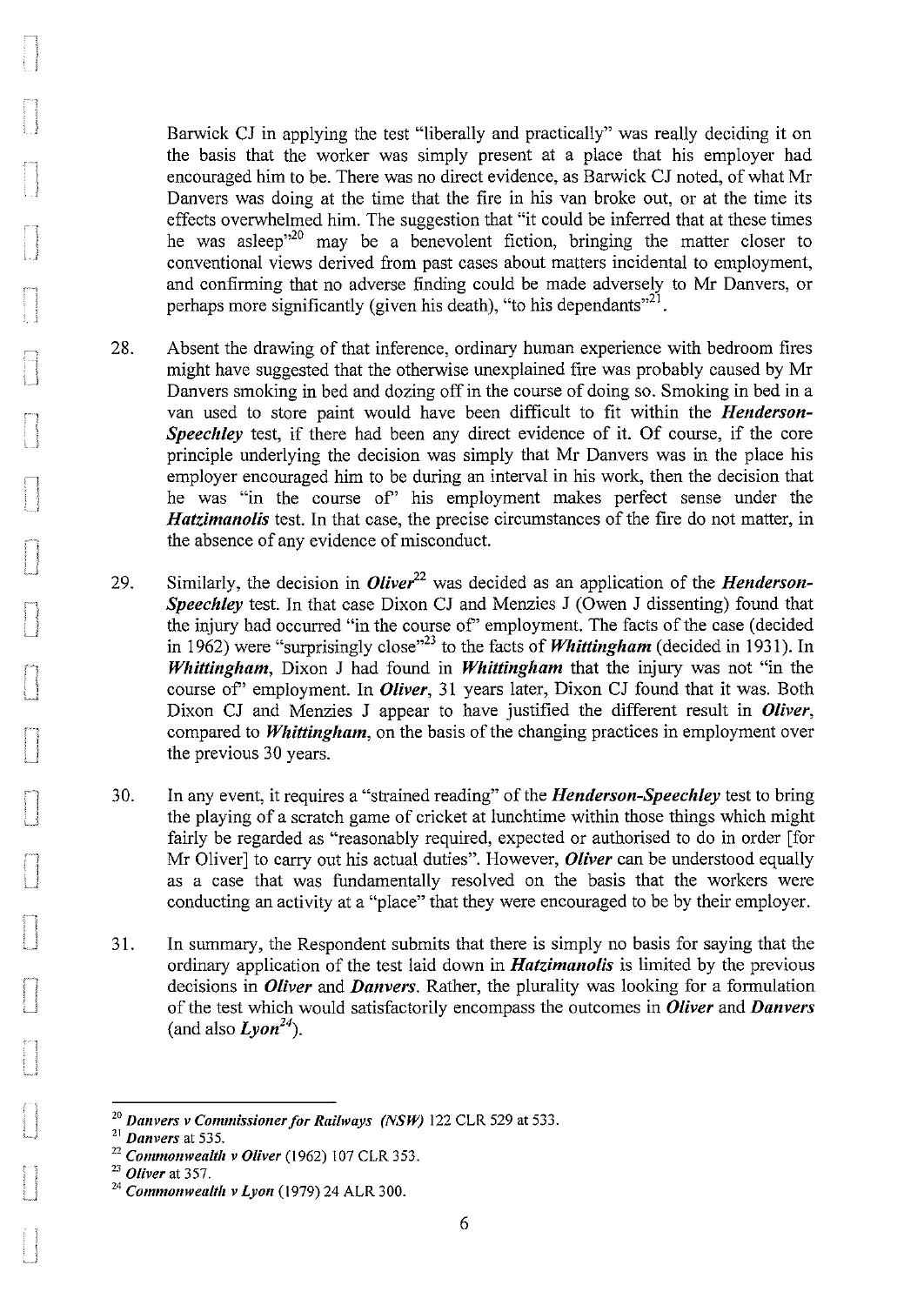Barwick CJ in applying the test "liberally and practically" was really deciding it on the basis that the worker was simply present at a place that his employer had encouraged him to be. There was no direct evidence, as Barwick CJ noted, of what Mr Danvers was doing at the time that the fire in his van broke out, or at the time its effects overwhelmed him. The suggestion that "it could be inferred that at these times he was asleep"[20] may be a benevolent fiction, bringing the matter closer to conventional views derived from past cases about matters incidental to employment, and confirming that no adverse finding could be made adversely to Mr Danvers, or perhaps more significantly (given his death), "to his dependants"[21].

28. Absent the drawing of that inference, ordinary human experience with bedroom fires might have suggested that the otherwise unexplained fire was probably caused by Mr Danvers smoking in bed and dozing off in the course of doing so. Smoking in bed in a van used to store paint would have been difficult to fit within the ***Henderson-Speechley*** test, if there had been any direct evidence of it. Of course, if the core principle underlying the decision was simply that Mr Danvers was in the place his employer encouraged him to be during an interval in his work, then the decision that he was "in the course of" his employment makes perfect sense under the ***Hatzimanolis*** test. In that case, the precise circumstances of the fire do not matter, in the absence of any evidence of misconduct.

29. Similarly, the decision in ***Oliver***[22] was decided as an application of the ***Henderson-Speechley*** test. In that case Dixon CJ and Menzies J (Owen J dissenting) found that the injury had occurred "in the course of" employment. The facts of the case (decided in 1962) were "surprisingly close"[23] to the facts of ***Whittingham*** (decided in 1931). In ***Whittingham***, Dixon J had found in ***Whittingham*** that the injury was not "in the course of" employment. In ***Oliver***, 31 years later, Dixon CJ found that it was. Both Dixon CJ and Menzies J appear to have justified the different result in ***Oliver***, compared to ***Whittingham***, on the basis of the changing practices in employment over the previous 30 years.

30. In any event, it requires a "strained reading" of the ***Henderson-Speechley*** test to bring the playing of a scratch game of cricket at lunchtime within those things which might fairly be regarded as "reasonably required, expected or authorised to do in order [for Mr Oliver] to carry out his actual duties". However, ***Oliver*** can be understood equally as a case that was fundamentally resolved on the basis that the workers were conducting an activity at a "place" that they were encouraged to be by their employer.

31. In summary, the Respondent submits that there is simply no basis for saying that the ordinary application of the test laid down in ***Hatzimanolis*** is limited by the previous decisions in ***Oliver*** and ***Danvers***. Rather, the plurality was looking for a formulation of the test which would satisfactorily encompass the outcomes in ***Oliver*** and ***Danvers*** (and also ***Lyon***[24]).

---

[20] ***Danvers v Commissioner for Railways (NSW)*** 122 CLR 529 at 533.

[21] ***Danvers*** at 535.

[22] ***Commonwealth v Oliver*** (1962) 107 CLR 353.

[23] ***Oliver*** at 357.

[24] ***Commonwealth v Lyon*** (1979) 24 ALR 300.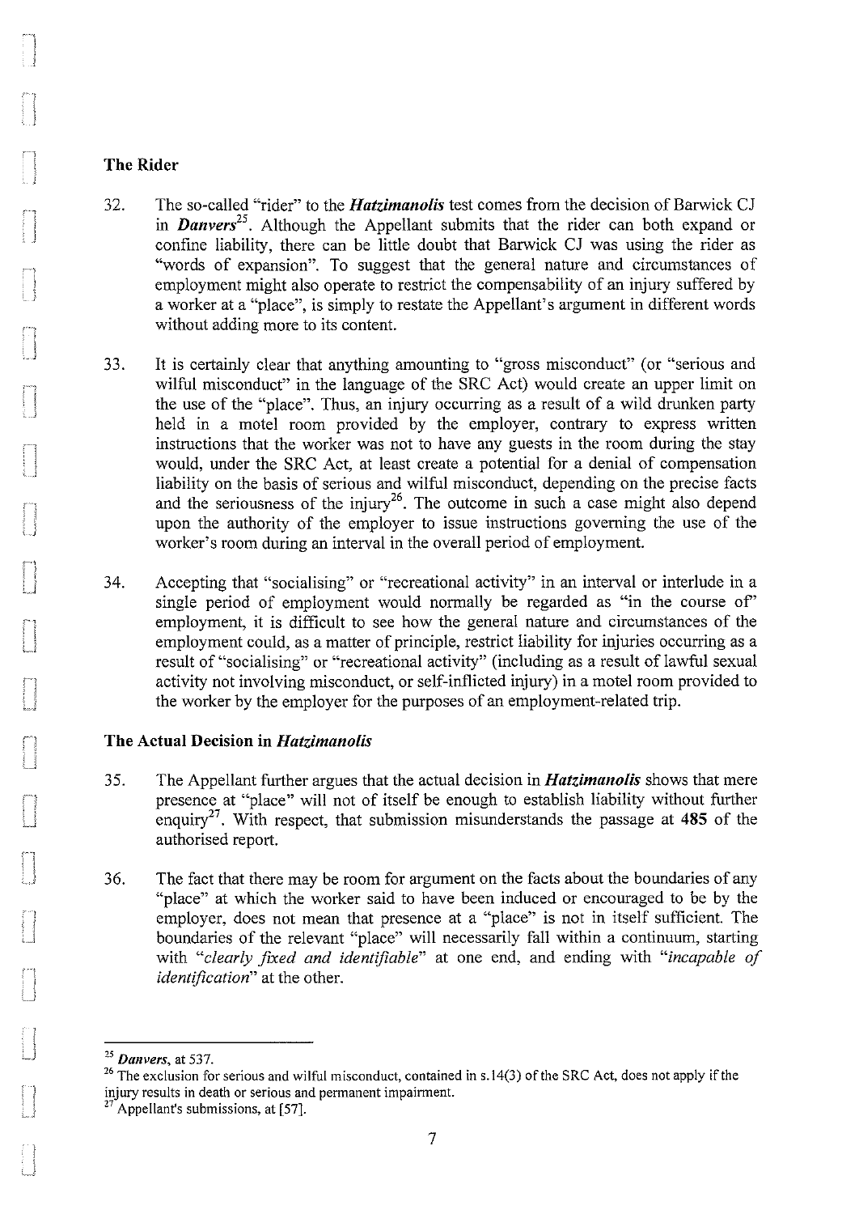### The Rider

32. The so-called "rider" to the ***Hatzimanolis*** test comes from the decision of Barwick CJ in ***Danvers***[25]. Although the Appellant submits that the rider can both expand or confine liability, there can be little doubt that Barwick CJ was using the rider as "words of expansion". To suggest that the general nature and circumstances of employment might also operate to restrict the compensability of an injury suffered by a worker at a "place", is simply to restate the Appellant's argument in different words without adding more to its content.

33. It is certainly clear that anything amounting to "gross misconduct" (or "serious and wilful misconduct" in the language of the SRC Act) would create an upper limit on the use of the "place". Thus, an injury occurring as a result of a wild drunken party held in a motel room provided by the employer, contrary to express written instructions that the worker was not to have any guests in the room during the stay would, under the SRC Act, at least create a potential for a denial of compensation liability on the basis of serious and wilful misconduct, depending on the precise facts and the seriousness of the injury[26]. The outcome in such a case might also depend upon the authority of the employer to issue instructions governing the use of the worker's room during an interval in the overall period of employment.

34. Accepting that "socialising" or "recreational activity" in an interval or interlude in a single period of employment would normally be regarded as "in the course of" employment, it is difficult to see how the general nature and circumstances of the employment could, as a matter of principle, restrict liability for injuries occurring as a result of "socialising" or "recreational activity" (including as a result of lawful sexual activity not involving misconduct, or self-inflicted injury) in a motel room provided to the worker by the employer for the purposes of an employment-related trip.

### The Actual Decision in *Hatzimanolis*

35. The Appellant further argues that the actual decision in ***Hatzimanolis*** shows that mere presence at "place" will not of itself be enough to establish liability without further enquiry[27]. With respect, that submission misunderstands the passage at **485** of the authorised report.

36. The fact that there may be room for argument on the facts about the boundaries of any "place" at which the worker said to have been induced or encouraged to be by the employer, does not mean that presence at a "place" is not in itself sufficient. The boundaries of the relevant "place" will necessarily fall within a continuum, starting with *"clearly fixed and identifiable"* at one end, and ending with *"incapable of identification"* at the other.

---

[25] ***Danvers***, at 537.

[26] The exclusion for serious and wilful misconduct, contained in s.14(3) of the SRC Act, does not apply if the injury results in death or serious and permanent impairment.

[27] Appellant's submissions, at [57].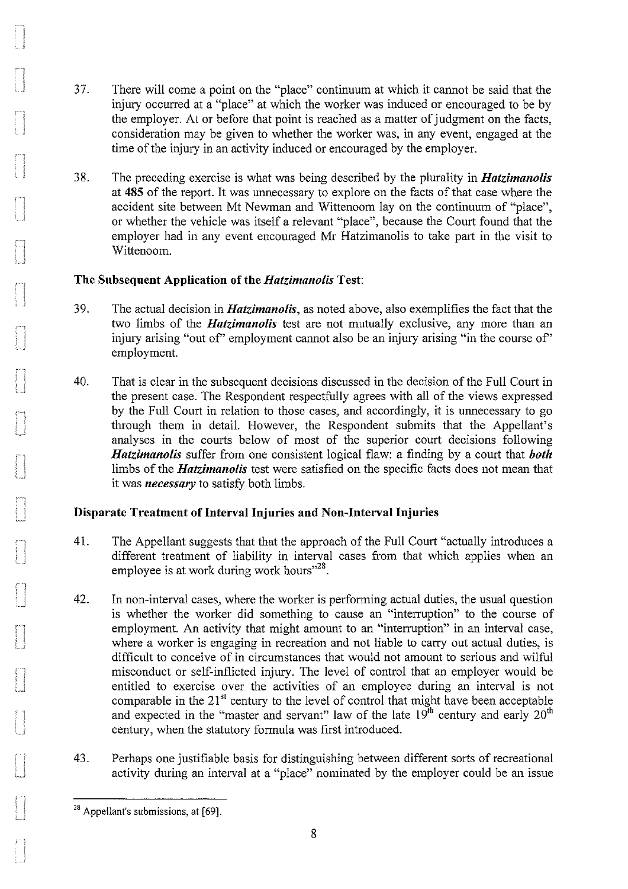37. There will come a point on the "place" continuum at which it cannot be said that the injury occurred at a "place" at which the worker was induced or encouraged to be by the employer. At or before that point is reached as a matter of judgment on the facts, consideration may be given to whether the worker was, in any event, engaged at the time of the injury in an activity induced or encouraged by the employer.

38. The preceding exercise is what was being described by the plurality in ***Hatzimanolis*** at **485** of the report. It was unnecessary to explore on the facts of that case where the accident site between Mt Newman and Wittenoom lay on the continuum of "place", or whether the vehicle was itself a relevant "place", because the Court found that the employer had in any event encouraged Mr Hatzimanolis to take part in the visit to Wittenoom.

**The Subsequent Application of the *Hatzimanolis* Test:**

39. The actual decision in ***Hatzimanolis***, as noted above, also exemplifies the fact that the two limbs of the ***Hatzimanolis*** test are not mutually exclusive, any more than an injury arising "out of" employment cannot also be an injury arising "in the course of" employment.

40. That is clear in the subsequent decisions discussed in the decision of the Full Court in the present case. The Respondent respectfully agrees with all of the views expressed by the Full Court in relation to those cases, and accordingly, it is unnecessary to go through them in detail. However, the Respondent submits that the Appellant's analyses in the courts below of most of the superior court decisions following ***Hatzimanolis*** suffer from one consistent logical flaw: a finding by a court that ***both*** limbs of the ***Hatzimanolis*** test were satisfied on the specific facts does not mean that it was ***necessary*** to satisfy both limbs.

**Disparate Treatment of Interval Injuries and Non-Interval Injuries**

41. The Appellant suggests that that the approach of the Full Court "actually introduces a different treatment of liability in interval cases from that which applies when an employee is at work during work hours"[28].

42. In non-interval cases, where the worker is performing actual duties, the usual question is whether the worker did something to cause an "interruption" to the course of employment. An activity that might amount to an "interruption" in an interval case, where a worker is engaging in recreation and not liable to carry out actual duties, is difficult to conceive of in circumstances that would not amount to serious and wilful misconduct or self-inflicted injury. The level of control that an employer would be entitled to exercise over the activities of an employee during an interval is not comparable in the 21st century to the level of control that might have been acceptable and expected in the "master and servant" law of the late 19th century and early 20th century, when the statutory formula was first introduced.

43. Perhaps one justifiable basis for distinguishing between different sorts of recreational activity during an interval at a "place" nominated by the employer could be an issue

---

[28] Appellant's submissions, at [69].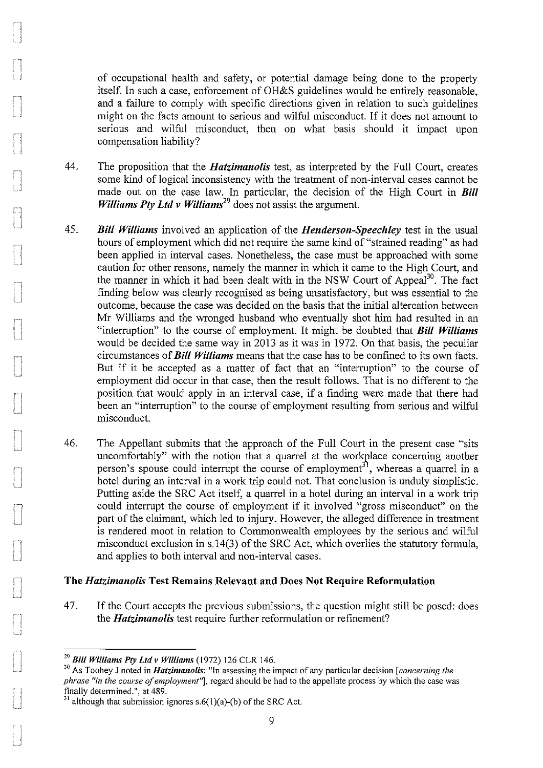of occupational health and safety, or potential damage being done to the property itself. In such a case, enforcement of OH&S guidelines would be entirely reasonable, and a failure to comply with specific directions given in relation to such guidelines might on the facts amount to serious and wilful misconduct. If it does not amount to serious and wilful misconduct, then on what basis should it impact upon compensation liability?

44. The proposition that the ***Hatzimanolis*** test, as interpreted by the Full Court, creates some kind of logical inconsistency with the treatment of non-interval cases cannot be made out on the case law. In particular, the decision of the High Court in ***Bill Williams Pty Ltd v Williams***[29] does not assist the argument.

45. ***Bill Williams*** involved an application of the ***Henderson-Speechley*** test in the usual hours of employment which did not require the same kind of "strained reading" as had been applied in interval cases. Nonetheless, the case must be approached with some caution for other reasons, namely the manner in which it came to the High Court, and the manner in which it had been dealt with in the NSW Court of Appeal[30]. The fact finding below was clearly recognised as being unsatisfactory, but was essential to the outcome, because the case was decided on the basis that the initial altercation between Mr Williams and the wronged husband who eventually shot him had resulted in an "interruption" to the course of employment. It might be doubted that ***Bill Williams*** would be decided the same way in 2013 as it was in 1972. On that basis, the peculiar circumstances of ***Bill Williams*** means that the case has to be confined to its own facts. But if it be accepted as a matter of fact that an "interruption" to the course of employment did occur in that case, then the result follows. That is no different to the position that would apply in an interval case, if a finding were made that there had been an "interruption" to the course of employment resulting from serious and wilful misconduct.

46. The Appellant submits that the approach of the Full Court in the present case "sits uncomfortably" with the notion that a quarrel at the workplace concerning another person's spouse could interrupt the course of employment[31], whereas a quarrel in a hotel during an interval in a work trip could not. That conclusion is unduly simplistic. Putting aside the SRC Act itself, a quarrel in a hotel during an interval in a work trip could interrupt the course of employment if it involved "gross misconduct" on the part of the claimant, which led to injury. However, the alleged difference in treatment is rendered moot in relation to Commonwealth employees by the serious and wilful misconduct exclusion in s.14(3) of the SRC Act, which overlies the statutory formula, and applies to both interval and non-interval cases.

### The *Hatzimanolis* Test Remains Relevant and Does Not Require Reformulation

47. If the Court accepts the previous submissions, the question might still be posed: does the ***Hatzimanolis*** test require further reformulation or refinement?

---

[29] ***Bill Williams Pty Ltd v Williams*** (1972) 126 CLR 146.

[30] As Toohey J noted in ***Hatzimanolis***: "In assessing the impact of any particular decision [*concerning the phrase "in the course of employment"*], regard should be had to the appellate process by which the case was finally determined.", at 489.

[31] although that submission ignores s.6(1)(a)-(b) of the SRC Act.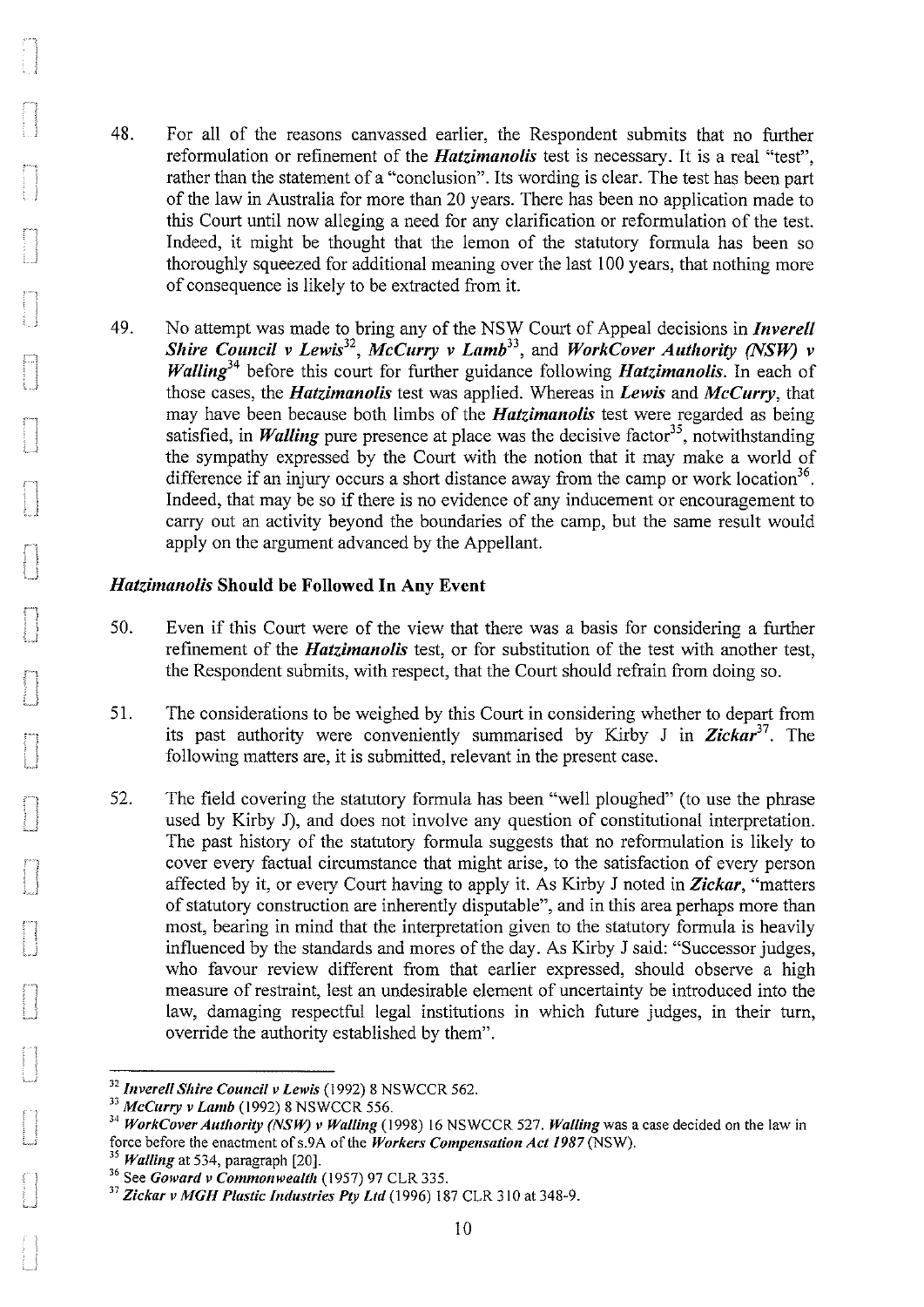48. For all of the reasons canvassed earlier, the Respondent submits that no further reformulation or refinement of the ***Hatzimanolis*** test is necessary. It is a real "test", rather than the statement of a "conclusion". Its wording is clear. The test has been part of the law in Australia for more than 20 years. There has been no application made to this Court until now alleging a need for any clarification or reformulation of the test. Indeed, it might be thought that the lemon of the statutory formula has been so thoroughly squeezed for additional meaning over the last 100 years, that nothing more of consequence is likely to be extracted from it.

49. No attempt was made to bring any of the NSW Court of Appeal decisions in ***Inverell Shire Council v Lewis***[32], ***McCurry v Lamb***[33], and ***WorkCover Authority (NSW) v Walling***[34] before this court for further guidance following ***Hatzimanolis***. In each of those cases, the ***Hatzimanolis*** test was applied. Whereas in ***Lewis*** and ***McCurry***, that may have been because both limbs of the ***Hatzimanolis*** test were regarded as being satisfied, in ***Walling*** pure presence at place was the decisive factor[35], notwithstanding the sympathy expressed by the Court with the notion that it may make a world of difference if an injury occurs a short distance away from the camp or work location[36]. Indeed, that may be so if there is no evidence of any inducement or encouragement to carry out an activity beyond the boundaries of the camp, but the same result would apply on the argument advanced by the Appellant.

### *Hatzimanolis* Should be Followed In Any Event

50. Even if this Court were of the view that there was a basis for considering a further refinement of the ***Hatzimanolis*** test, or for substitution of the test with another test, the Respondent submits, with respect, that the Court should refrain from doing so.

51. The considerations to be weighed by this Court in considering whether to depart from its past authority were conveniently summarised by Kirby J in ***Zickar***[37]. The following matters are, it is submitted, relevant in the present case.

52. The field covering the statutory formula has been "well ploughed" (to use the phrase used by Kirby J), and does not involve any question of constitutional interpretation. The past history of the statutory formula suggests that no reformulation is likely to cover every factual circumstance that might arise, to the satisfaction of every person affected by it, or every Court having to apply it. As Kirby J noted in ***Zickar***, "matters of statutory construction are inherently disputable", and in this area perhaps more than most, bearing in mind that the interpretation given to the statutory formula is heavily influenced by the standards and mores of the day. As Kirby J said: "Successor judges, who favour review different from that earlier expressed, should observe a high measure of restraint, lest an undesirable element of uncertainty be introduced into the law, damaging respectful legal institutions in which future judges, in their turn, override the authority established by them".

---

[32] ***Inverell Shire Council v Lewis*** (1992) 8 NSWCCR 562.

[33] ***McCurry v Lamb*** (1992) 8 NSWCCR 556.

[34] ***WorkCover Authority (NSW) v Walling*** (1998) 16 NSWCCR 527. ***Walling*** was a case decided on the law in force before the enactment of s.9A of the ***Workers Compensation Act 1987*** (NSW).

[35] ***Walling*** at 534, paragraph [20].

[36] See ***Goward v Commonwealth*** (1957) 97 CLR 335.

[37] ***Zickar v MGH Plastic Industries Pty Ltd*** (1996) 187 CLR 310 at 348-9.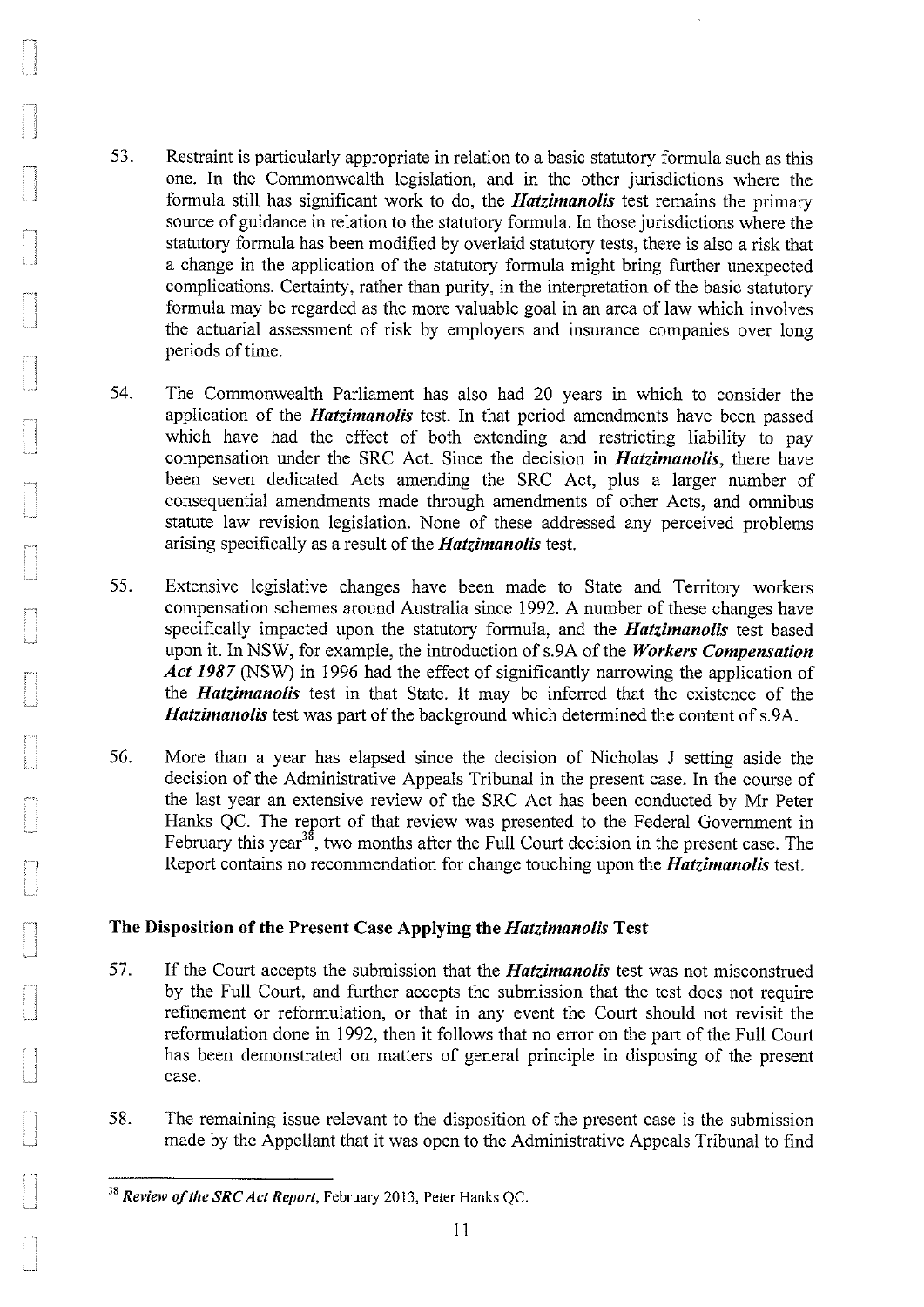53. Restraint is particularly appropriate in relation to a basic statutory formula such as this one. In the Commonwealth legislation, and in the other jurisdictions where the formula still has significant work to do, the ***Hatzimanolis*** test remains the primary source of guidance in relation to the statutory formula. In those jurisdictions where the statutory formula has been modified by overlaid statutory tests, there is also a risk that a change in the application of the statutory formula might bring further unexpected complications. Certainty, rather than purity, in the interpretation of the basic statutory formula may be regarded as the more valuable goal in an area of law which involves the actuarial assessment of risk by employers and insurance companies over long periods of time.

54. The Commonwealth Parliament has also had 20 years in which to consider the application of the ***Hatzimanolis*** test. In that period amendments have been passed which have had the effect of both extending and restricting liability to pay compensation under the SRC Act. Since the decision in ***Hatzimanolis***, there have been seven dedicated Acts amending the SRC Act, plus a larger number of consequential amendments made through amendments of other Acts, and omnibus statute law revision legislation. None of these addressed any perceived problems arising specifically as a result of the ***Hatzimanolis*** test.

55. Extensive legislative changes have been made to State and Territory workers compensation schemes around Australia since 1992. A number of these changes have specifically impacted upon the statutory formula, and the ***Hatzimanolis*** test based upon it. In NSW, for example, the introduction of s.9A of the ***Workers Compensation Act 1987*** (NSW) in 1996 had the effect of significantly narrowing the application of the ***Hatzimanolis*** test in that State. It may be inferred that the existence of the ***Hatzimanolis*** test was part of the background which determined the content of s.9A.

56. More than a year has elapsed since the decision of Nicholas J setting aside the decision of the Administrative Appeals Tribunal in the present case. In the course of the last year an extensive review of the SRC Act has been conducted by Mr Peter Hanks QC. The report of that review was presented to the Federal Government in February this year[38], two months after the Full Court decision in the present case. The Report contains no recommendation for change touching upon the ***Hatzimanolis*** test.

## The Disposition of the Present Case Applying the *Hatzimanolis* Test

57. If the Court accepts the submission that the ***Hatzimanolis*** test was not misconstrued by the Full Court, and further accepts the submission that the test does not require refinement or reformulation, or that in any event the Court should not revisit the reformulation done in 1992, then it follows that no error on the part of the Full Court has been demonstrated on matters of general principle in disposing of the present case.

58. The remaining issue relevant to the disposition of the present case is the submission made by the Appellant that it was open to the Administrative Appeals Tribunal to find

---

[38] ***Review of the SRC Act Report***, February 2013, Peter Hanks QC.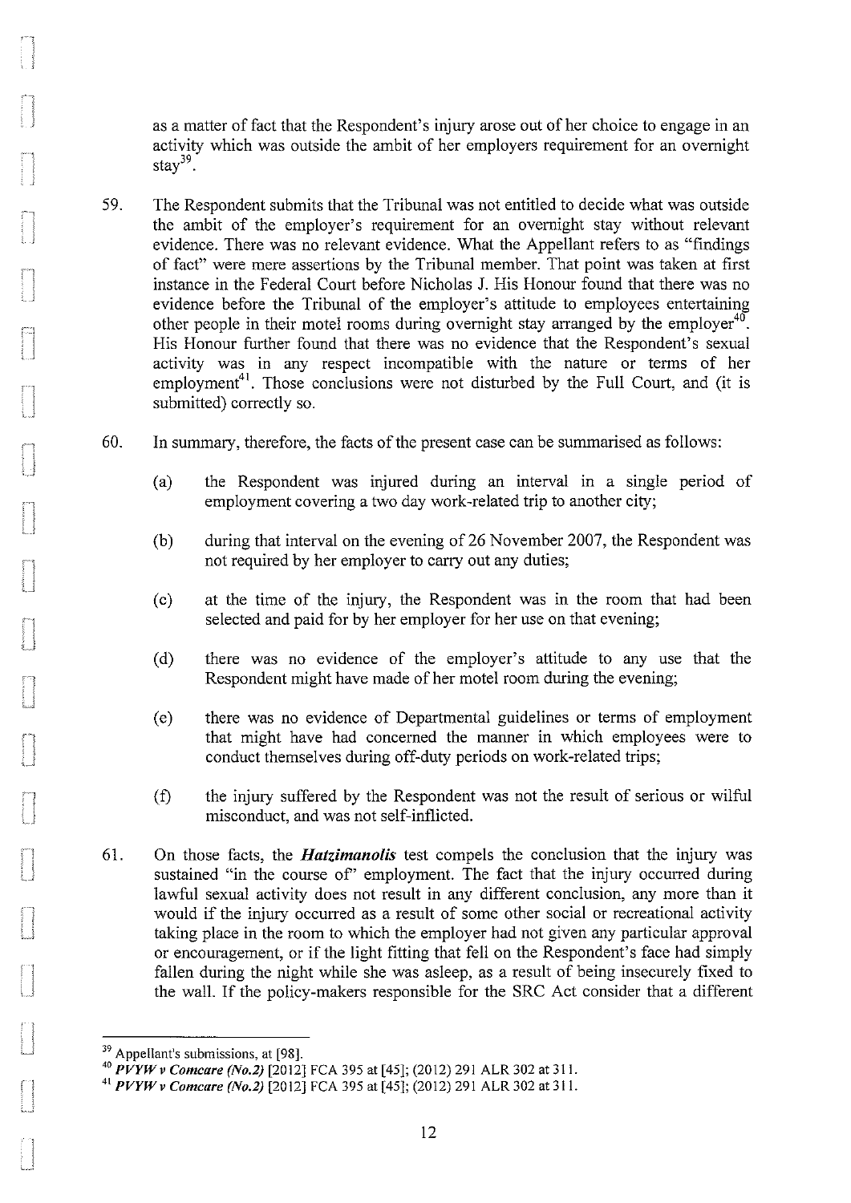as a matter of fact that the Respondent's injury arose out of her choice to engage in an activity which was outside the ambit of her employers requirement for an overnight stay[39].

59. The Respondent submits that the Tribunal was not entitled to decide what was outside the ambit of the employer's requirement for an overnight stay without relevant evidence. There was no relevant evidence. What the Appellant refers to as "findings of fact" were mere assertions by the Tribunal member. That point was taken at first instance in the Federal Court before Nicholas J. His Honour found that there was no evidence before the Tribunal of the employer's attitude to employees entertaining other people in their motel rooms during overnight stay arranged by the employer[40]. His Honour further found that there was no evidence that the Respondent's sexual activity was in any respect incompatible with the nature or terms of her employment[41]. Those conclusions were not disturbed by the Full Court, and (it is submitted) correctly so.

60. In summary, therefore, the facts of the present case can be summarised as follows:

   (a) the Respondent was injured during an interval in a single period of employment covering a two day work-related trip to another city;

   (b) during that interval on the evening of 26 November 2007, the Respondent was not required by her employer to carry out any duties;

   (c) at the time of the injury, the Respondent was in the room that had been selected and paid for by her employer for her use on that evening;

   (d) there was no evidence of the employer's attitude to any use that the Respondent might have made of her motel room during the evening;

   (e) there was no evidence of Departmental guidelines or terms of employment that might have had concerned the manner in which employees were to conduct themselves during off-duty periods on work-related trips;

   (f) the injury suffered by the Respondent was not the result of serious or wilful misconduct, and was not self-inflicted.

61. On those facts, the ***Hatzimanolis*** test compels the conclusion that the injury was sustained "in the course of" employment. The fact that the injury occurred during lawful sexual activity does not result in any different conclusion, any more than it would if the injury occurred as a result of some other social or recreational activity taking place in the room to which the employer had not given any particular approval or encouragement, or if the light fitting that fell on the Respondent's face had simply fallen during the night while she was asleep, as a result of being insecurely fixed to the wall. If the policy-makers responsible for the SRC Act consider that a different

---

[39] Appellant's submissions, at [98].

[40] ***PVYW v Comcare (No.2)*** [2012] FCA 395 at [45]; (2012) 291 ALR 302 at 311.

[41] ***PVYW v Comcare (No.2)*** [2012] FCA 395 at [45]; (2012) 291 ALR 302 at 311.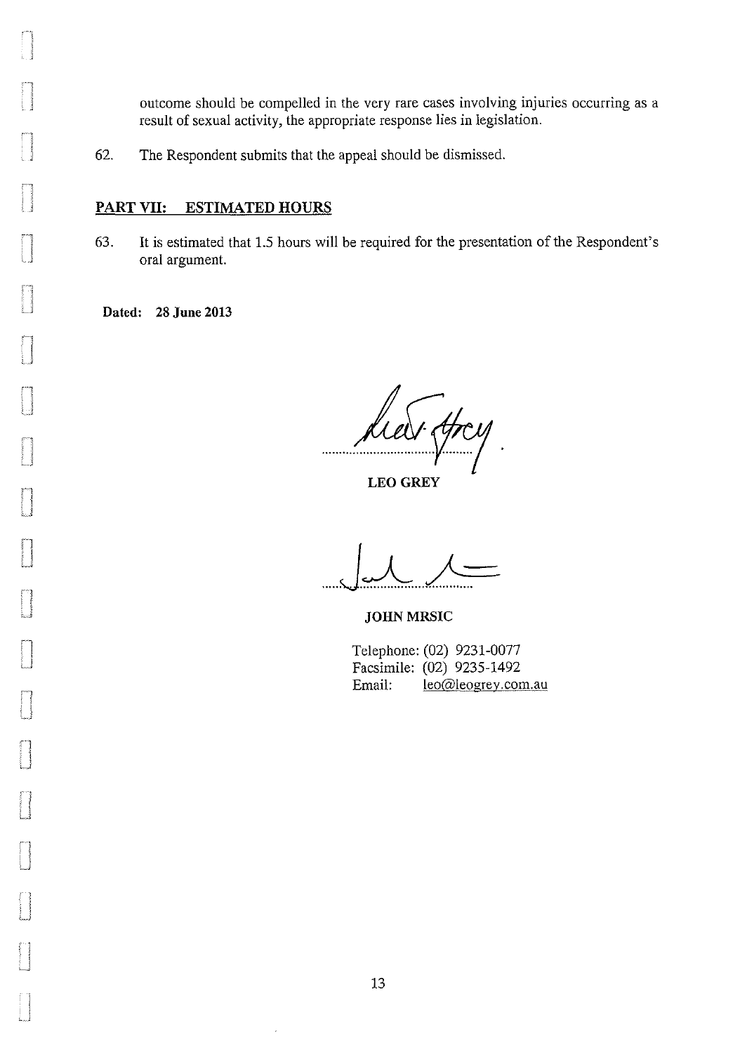outcome should be compelled in the very rare cases involving injuries occurring as a result of sexual activity, the appropriate response lies in legislation.

62. The Respondent submits that the appeal should be dismissed.

## PART VII: ESTIMATED HOURS

63. It is estimated that 1.5 hours will be required for the presentation of the Respondent's oral argument.

**Dated: 28 June 2013**

**LEO GREY**

**JOHN MRSIC**

Telephone: (02) 9231-0077
Facsimile: (02) 9235-1492
Email: leo@leogrey.com.au